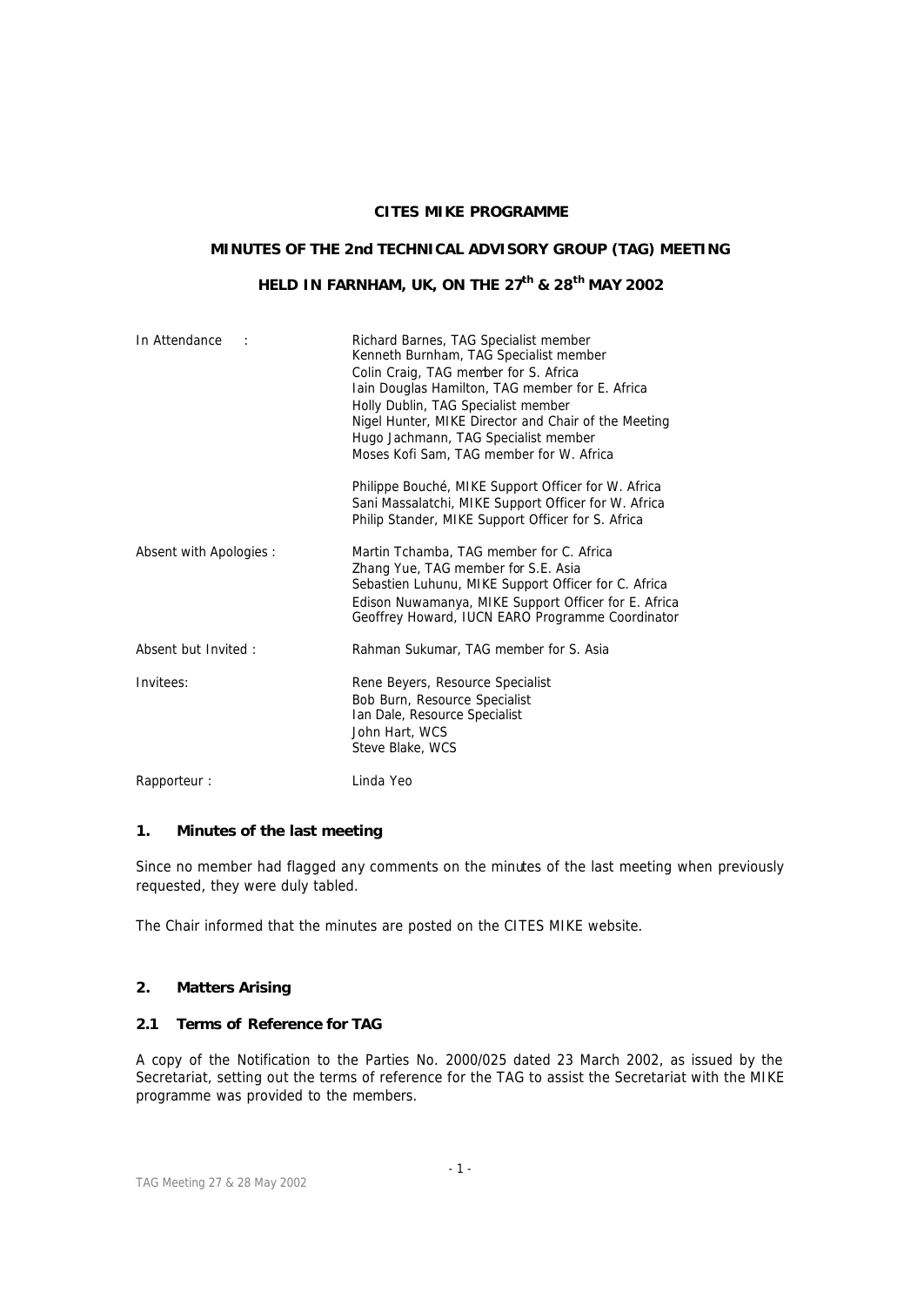**CITES MIKE PROGRAMME**

**MINUTES OF THE 2nd TECHNICAL ADVISORY GROUP (TAG) MEETING**

**HELD IN FARNHAM, UK, ON THE 27th & 28th MAY 2002**

| | |
|---|---|
| In Attendance : | Richard Barnes, TAG Specialist member<br>Kenneth Burnham, TAG Specialist member<br>Colin Craig, TAG member for S. Africa<br>Iain Douglas Hamilton, TAG member for E. Africa<br>Holly Dublin, TAG Specialist member<br>Nigel Hunter, MIKE Director and Chair of the Meeting<br>Hugo Jachmann, TAG Specialist member<br>Moses Kofi Sam, TAG member for W. Africa |
| | Philippe Bouché, MIKE Support Officer for W. Africa<br>Sani Massalatchi, MIKE Support Officer for W. Africa<br>Philip Stander, MIKE Support Officer for S. Africa |
| Absent with Apologies : | Martin Tchamba, TAG member for C. Africa<br>Zhang Yue, TAG member for S.E. Asia<br>Sebastien Luhunu, MIKE Support Officer for C. Africa<br>Edison Nuwamanya, MIKE Support Officer for E. Africa<br>Geoffrey Howard, IUCN EARO Programme Coordinator |
| Absent but Invited : | Rahman Sukumar, TAG member for S. Asia |
| Invitees: | Rene Beyers, Resource Specialist<br>Bob Burn, Resource Specialist<br>Ian Dale, Resource Specialist<br>John Hart, WCS<br>Steve Blake, WCS |
| Rapporteur : | Linda Yeo |

## 1. Minutes of the last meeting

Since no member had flagged any comments on the minutes of the last meeting when previously requested, they were duly tabled.

The Chair informed that the minutes are posted on the CITES MIKE website.

## 2. Matters Arising

### 2.1 Terms of Reference for TAG

A copy of the Notification to the Parties No. 2000/025 dated 23 March 2002, as issued by the Secretariat, setting out the terms of reference for the TAG to assist the Secretariat with the MIKE programme was provided to the members.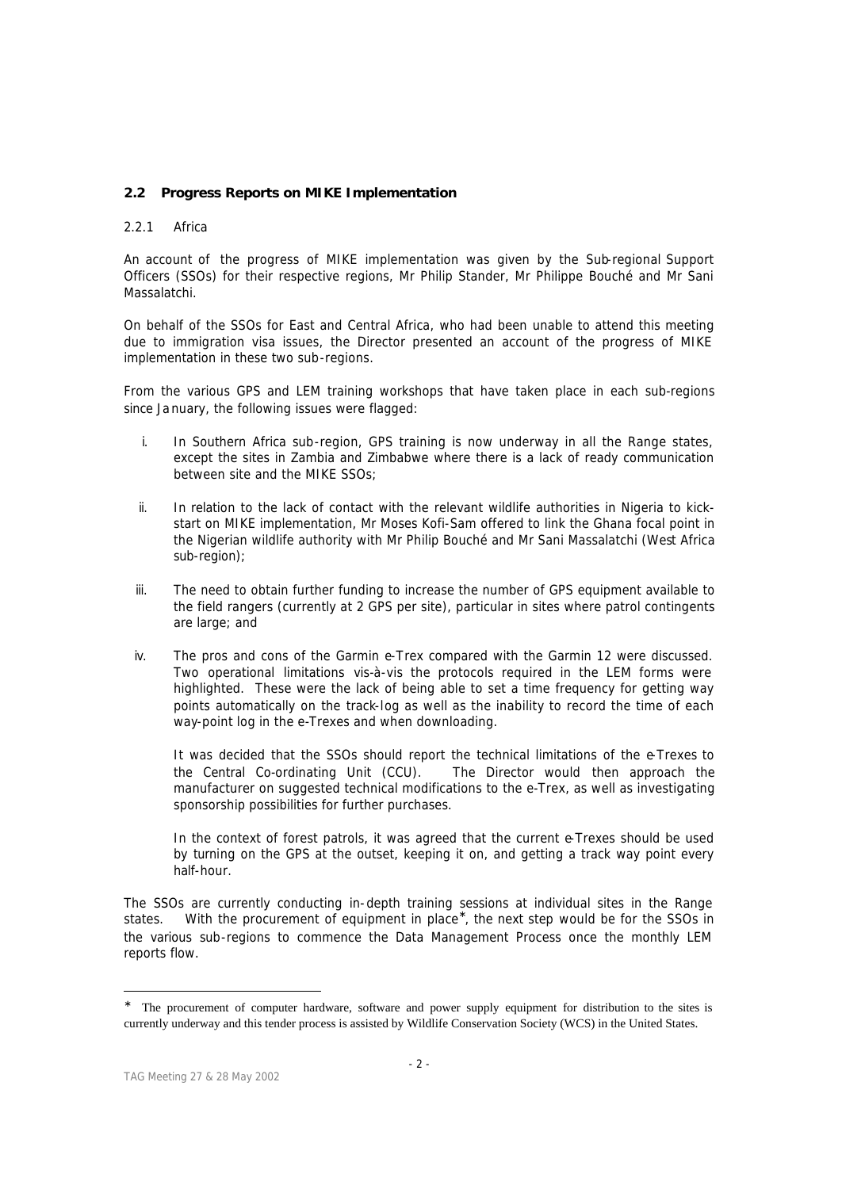## 2.2 Progress Reports on MIKE Implementation

### 2.2.1 Africa

An account of the progress of MIKE implementation was given by the Sub-regional Support Officers (SSOs) for their respective regions, Mr Philip Stander, Mr Philippe Bouché and Mr Sani Massalatchi.

On behalf of the SSOs for East and Central Africa, who had been unable to attend this meeting due to immigration visa issues, the Director presented an account of the progress of MIKE implementation in these two sub-regions.

From the various GPS and LEM training workshops that have taken place in each sub-regions since January, the following issues were flagged:

i. In Southern Africa sub-region, GPS training is now underway in all the Range states, except the sites in Zambia and Zimbabwe where there is a lack of ready communication between site and the MIKE SSOs;

ii. In relation to the lack of contact with the relevant wildlife authorities in Nigeria to kick-start on MIKE implementation, Mr Moses Kofi-Sam offered to link the Ghana focal point in the Nigerian wildlife authority with Mr Philip Bouché and Mr Sani Massalatchi (West Africa sub-region);

iii. The need to obtain further funding to increase the number of GPS equipment available to the field rangers (currently at 2 GPS per site), particular in sites where patrol contingents are large; and

iv. The pros and cons of the Garmin e-Trex compared with the Garmin 12 were discussed. Two operational limitations vis-à-vis the protocols required in the LEM forms were highlighted. These were the lack of being able to set a time frequency for getting way points automatically on the track-log as well as the inability to record the time of each way-point log in the e-Trexes and when downloading.

   It was decided that the SSOs should report the technical limitations of the e-Trexes to the Central Co-ordinating Unit (CCU). The Director would then approach the manufacturer on suggested technical modifications to the e-Trex, as well as investigating sponsorship possibilities for further purchases.

   In the context of forest patrols, it was agreed that the current e-Trexes should be used by turning on the GPS at the outset, keeping it on, and getting a track way point every half-hour.

The SSOs are currently conducting in-depth training sessions at individual sites in the Range states. With the procurement of equipment in place*, the next step would be for the SSOs in the various sub-regions to commence the Data Management Process once the monthly LEM reports flow.

---

* The procurement of computer hardware, software and power supply equipment for distribution to the sites is currently underway and this tender process is assisted by Wildlife Conservation Society (WCS) in the United States.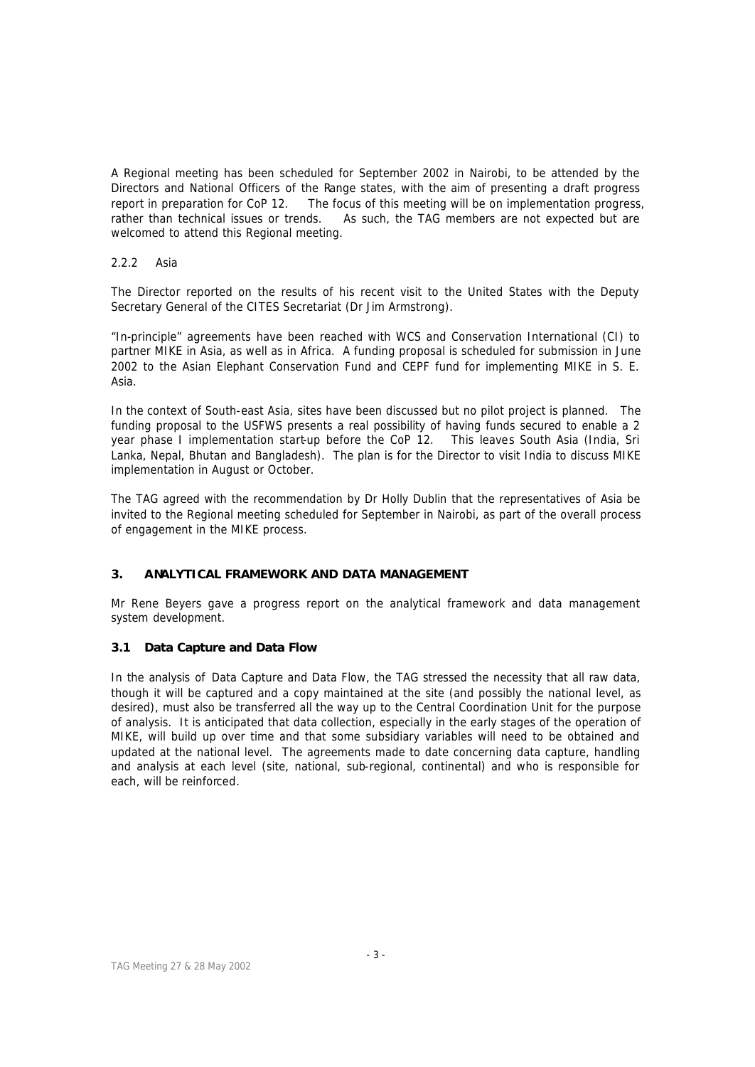A Regional meeting has been scheduled for September 2002 in Nairobi, to be attended by the Directors and National Officers of the Range states, with the aim of presenting a draft progress report in preparation for CoP 12. The focus of this meeting will be on implementation progress, rather than technical issues or trends. As such, the TAG members are not expected but are welcomed to attend this Regional meeting.

#### 2.2.2 Asia

The Director reported on the results of his recent visit to the United States with the Deputy Secretary General of the CITES Secretariat (Dr Jim Armstrong).

"In-principle" agreements have been reached with WCS and Conservation International (CI) to partner MIKE in Asia, as well as in Africa. A funding proposal is scheduled for submission in June 2002 to the Asian Elephant Conservation Fund and CEPF fund for implementing MIKE in S. E. Asia.

In the context of South-east Asia, sites have been discussed but no pilot project is planned. The funding proposal to the USFWS presents a real possibility of having funds secured to enable a 2 year phase I implementation start-up before the CoP 12. This leaves South Asia (India, Sri Lanka, Nepal, Bhutan and Bangladesh). The plan is for the Director to visit India to discuss MIKE implementation in August or October.

The TAG agreed with the recommendation by Dr Holly Dublin that the representatives of Asia be invited to the Regional meeting scheduled for September in Nairobi, as part of the overall process of engagement in the MIKE process.

## 3. ANALYTICAL FRAMEWORK AND DATA MANAGEMENT

Mr Rene Beyers gave a progress report on the analytical framework and data management system development.

### 3.1 Data Capture and Data Flow

In the analysis of Data Capture and Data Flow, the TAG stressed the necessity that all raw data, though it will be captured and a copy maintained at the site (and possibly the national level, as desired), must also be transferred all the way up to the Central Coordination Unit for the purpose of analysis. It is anticipated that data collection, especially in the early stages of the operation of MIKE, will build up over time and that some subsidiary variables will need to be obtained and updated at the national level. The agreements made to date concerning data capture, handling and analysis at each level (site, national, sub-regional, continental) and who is responsible for each, will be reinforced.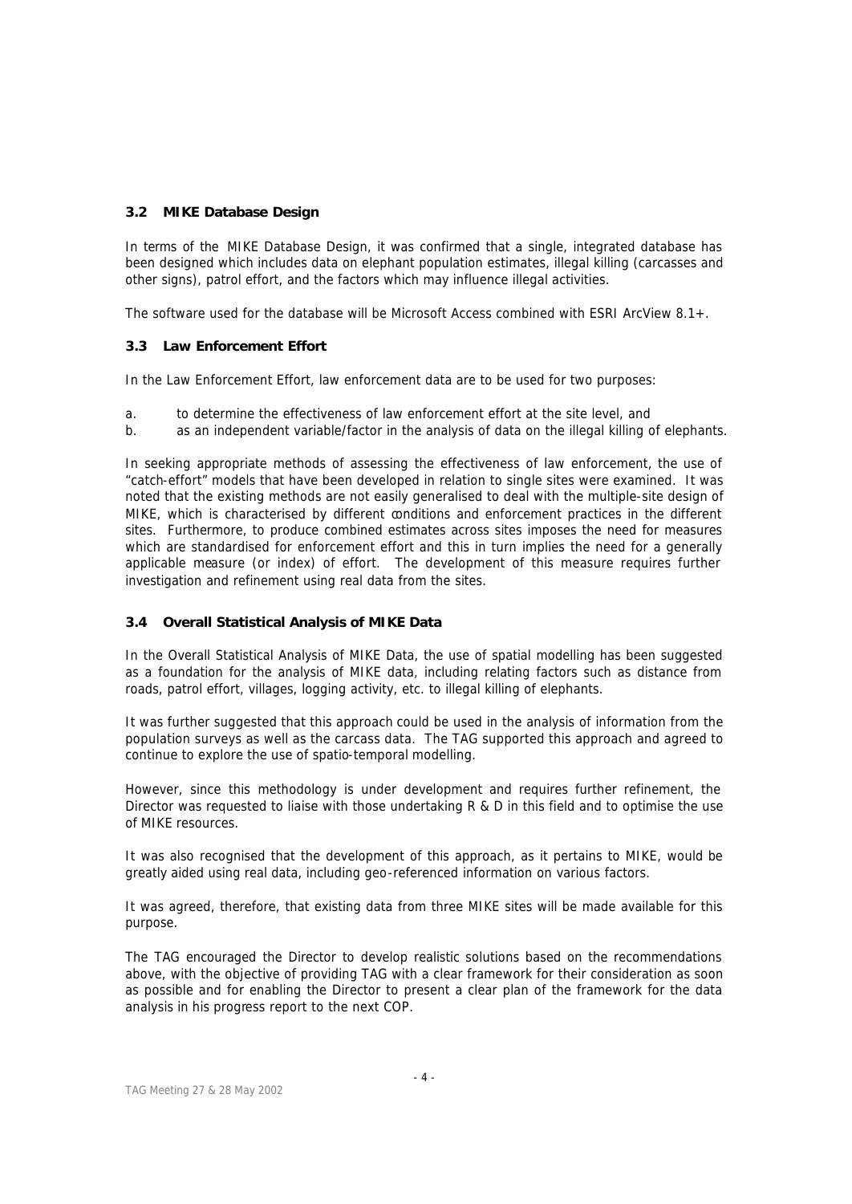### 3.2 MIKE Database Design

In terms of the MIKE Database Design, it was confirmed that a single, integrated database has been designed which includes data on elephant population estimates, illegal killing (carcasses and other signs), patrol effort, and the factors which may influence illegal activities.

The software used for the database will be Microsoft Access combined with ESRI ArcView 8.1+.

### 3.3 Law Enforcement Effort

In the Law Enforcement Effort, law enforcement data are to be used for two purposes:

a. to determine the effectiveness of law enforcement effort at the site level, and
b. as an independent variable/factor in the analysis of data on the illegal killing of elephants.

In seeking appropriate methods of assessing the effectiveness of law enforcement, the use of "catch-effort" models that have been developed in relation to single sites were examined. It was noted that the existing methods are not easily generalised to deal with the multiple-site design of MIKE, which is characterised by different conditions and enforcement practices in the different sites. Furthermore, to produce combined estimates across sites imposes the need for measures which are standardised for enforcement effort and this in turn implies the need for a generally applicable measure (or index) of effort. The development of this measure requires further investigation and refinement using real data from the sites.

### 3.4 Overall Statistical Analysis of MIKE Data

In the Overall Statistical Analysis of MIKE Data, the use of spatial modelling has been suggested as a foundation for the analysis of MIKE data, including relating factors such as distance from roads, patrol effort, villages, logging activity, etc. to illegal killing of elephants.

It was further suggested that this approach could be used in the analysis of information from the population surveys as well as the carcass data. The TAG supported this approach and agreed to continue to explore the use of spatio-temporal modelling.

However, since this methodology is under development and requires further refinement, the Director was requested to liaise with those undertaking R & D in this field and to optimise the use of MIKE resources.

It was also recognised that the development of this approach, as it pertains to MIKE, would be greatly aided using real data, including geo-referenced information on various factors.

It was agreed, therefore, that existing data from three MIKE sites will be made available for this purpose.

The TAG encouraged the Director to develop realistic solutions based on the recommendations above, with the objective of providing TAG with a clear framework for their consideration as soon as possible and for enabling the Director to present a clear plan of the framework for the data analysis in his progress report to the next COP.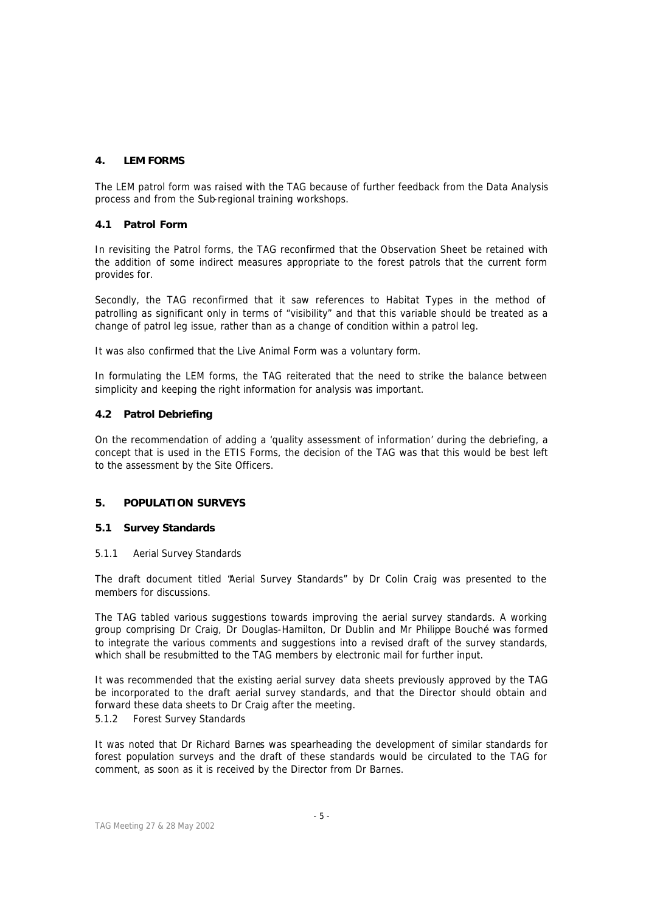## 4. LEM FORMS

The LEM patrol form was raised with the TAG because of further feedback from the Data Analysis process and from the Sub-regional training workshops.

### 4.1 Patrol Form

In revisiting the Patrol forms, the TAG reconfirmed that the Observation Sheet be retained with the addition of some indirect measures appropriate to the forest patrols that the current form provides for.

Secondly, the TAG reconfirmed that it saw references to Habitat Types in the method of patrolling as significant only in terms of "visibility" and that this variable should be treated as a change of patrol leg issue, rather than as a change of condition within a patrol leg.

It was also confirmed that the Live Animal Form was a voluntary form.

In formulating the LEM forms, the TAG reiterated that the need to strike the balance between simplicity and keeping the right information for analysis was important.

### 4.2 Patrol Debriefing

On the recommendation of adding a 'quality assessment of information' during the debriefing, a concept that is used in the ETIS Forms, the decision of the TAG was that this would be best left to the assessment by the Site Officers.

## 5. POPULATION SURVEYS

### 5.1 Survey Standards

#### 5.1.1 Aerial Survey Standards

The draft document titled "Aerial Survey Standards" by Dr Colin Craig was presented to the members for discussions.

The TAG tabled various suggestions towards improving the aerial survey standards. A working group comprising Dr Craig, Dr Douglas-Hamilton, Dr Dublin and Mr Philippe Bouché was formed to integrate the various comments and suggestions into a revised draft of the survey standards, which shall be resubmitted to the TAG members by electronic mail for further input.

It was recommended that the existing aerial survey data sheets previously approved by the TAG be incorporated to the draft aerial survey standards, and that the Director should obtain and forward these data sheets to Dr Craig after the meeting.

#### 5.1.2 Forest Survey Standards

It was noted that Dr Richard Barnes was spearheading the development of similar standards for forest population surveys and the draft of these standards would be circulated to the TAG for comment, as soon as it is received by the Director from Dr Barnes.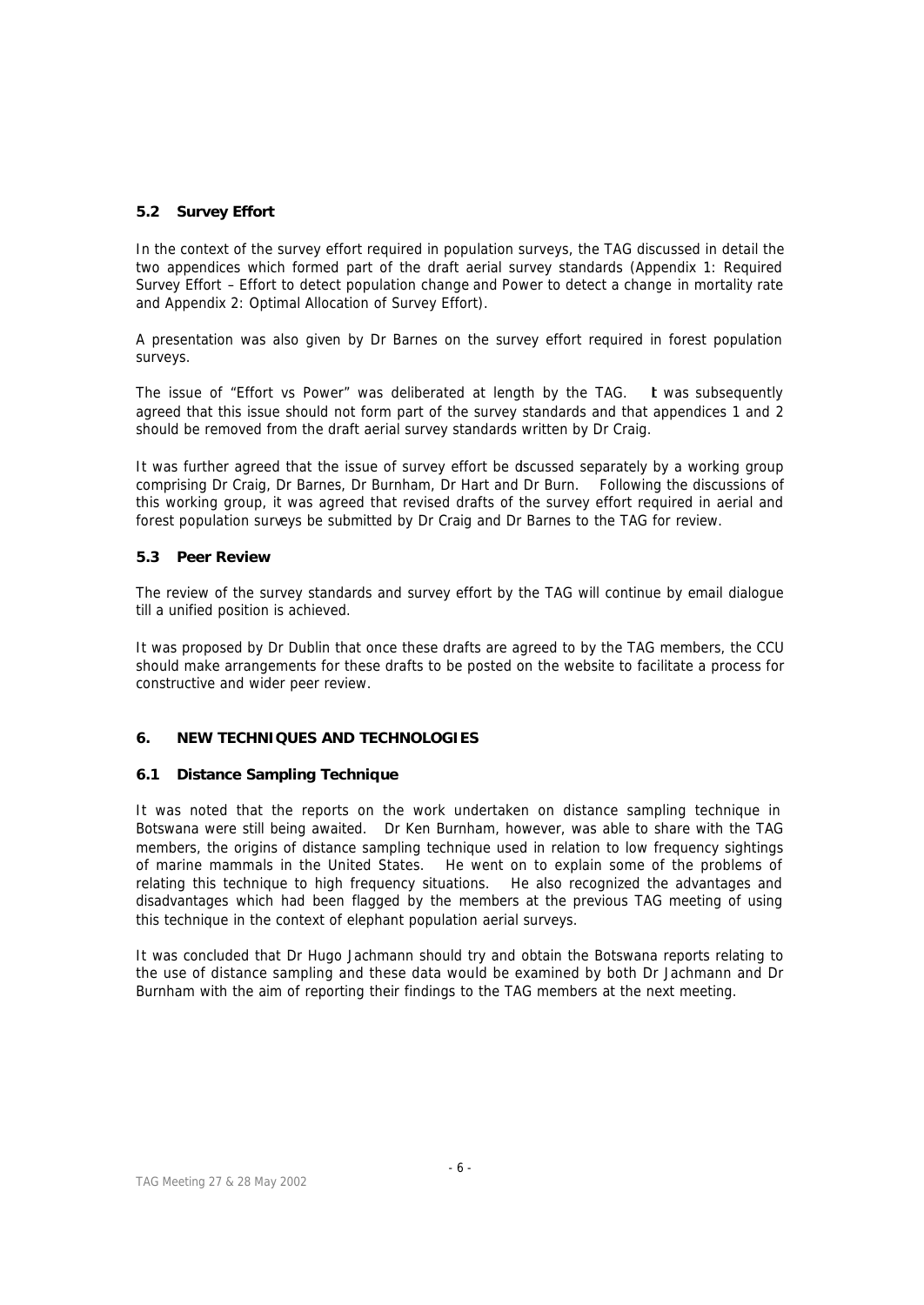### 5.2 Survey Effort

In the context of the survey effort required in population surveys, the TAG discussed in detail the two appendices which formed part of the draft aerial survey standards (Appendix 1: Required Survey Effort – Effort to detect population change and Power to detect a change in mortality rate and Appendix 2: Optimal Allocation of Survey Effort).

A presentation was also given by Dr Barnes on the survey effort required in forest population surveys.

The issue of "Effort vs Power" was deliberated at length by the TAG. It was subsequently agreed that this issue should not form part of the survey standards and that appendices 1 and 2 should be removed from the draft aerial survey standards written by Dr Craig.

It was further agreed that the issue of survey effort be discussed separately by a working group comprising Dr Craig, Dr Barnes, Dr Burnham, Dr Hart and Dr Burn. Following the discussions of this working group, it was agreed that revised drafts of the survey effort required in aerial and forest population surveys be submitted by Dr Craig and Dr Barnes to the TAG for review.

### 5.3 Peer Review

The review of the survey standards and survey effort by the TAG will continue by email dialogue till a unified position is achieved.

It was proposed by Dr Dublin that once these drafts are agreed to by the TAG members, the CCU should make arrangements for these drafts to be posted on the website to facilitate a process for constructive and wider peer review.

## 6. NEW TECHNIQUES AND TECHNOLOGIES

### 6.1 Distance Sampling Technique

It was noted that the reports on the work undertaken on distance sampling technique in Botswana were still being awaited. Dr Ken Burnham, however, was able to share with the TAG members, the origins of distance sampling technique used in relation to low frequency sightings of marine mammals in the United States. He went on to explain some of the problems of relating this technique to high frequency situations. He also recognized the advantages and disadvantages which had been flagged by the members at the previous TAG meeting of using this technique in the context of elephant population aerial surveys.

It was concluded that Dr Hugo Jachmann should try and obtain the Botswana reports relating to the use of distance sampling and these data would be examined by both Dr Jachmann and Dr Burnham with the aim of reporting their findings to the TAG members at the next meeting.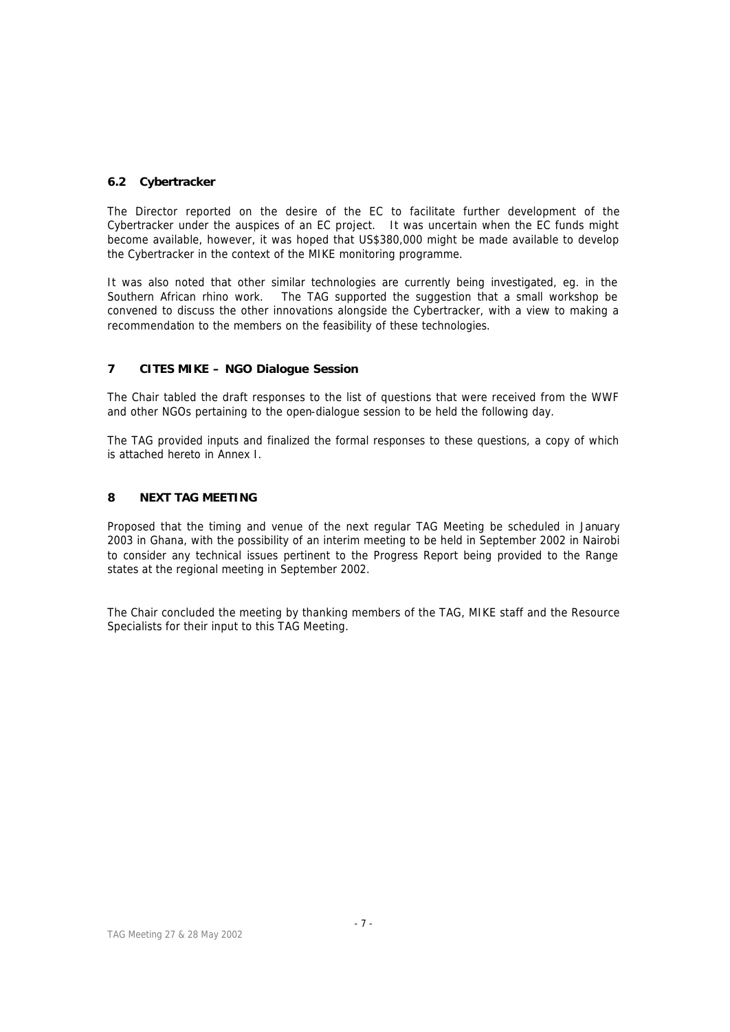### 6.2 Cybertracker

The Director reported on the desire of the EC to facilitate further development of the Cybertracker under the auspices of an EC project. It was uncertain when the EC funds might become available, however, it was hoped that US$380,000 might be made available to develop the Cybertracker in the context of the MIKE monitoring programme.

It was also noted that other similar technologies are currently being investigated, eg. in the Southern African rhino work. The TAG supported the suggestion that a small workshop be convened to discuss the other innovations alongside the Cybertracker, with a view to making a recommendation to the members on the feasibility of these technologies.

## 7 CITES MIKE – NGO Dialogue Session

The Chair tabled the draft responses to the list of questions that were received from the WWF and other NGOs pertaining to the open-dialogue session to be held the following day.

The TAG provided inputs and finalized the formal responses to these questions, a copy of which is attached hereto in Annex I.

## 8 NEXT TAG MEETING

Proposed that the timing and venue of the next regular TAG Meeting be scheduled in January 2003 in Ghana, with the possibility of an interim meeting to be held in September 2002 in Nairobi to consider any technical issues pertinent to the Progress Report being provided to the Range states at the regional meeting in September 2002.

The Chair concluded the meeting by thanking members of the TAG, MIKE staff and the Resource Specialists for their input to this TAG Meeting.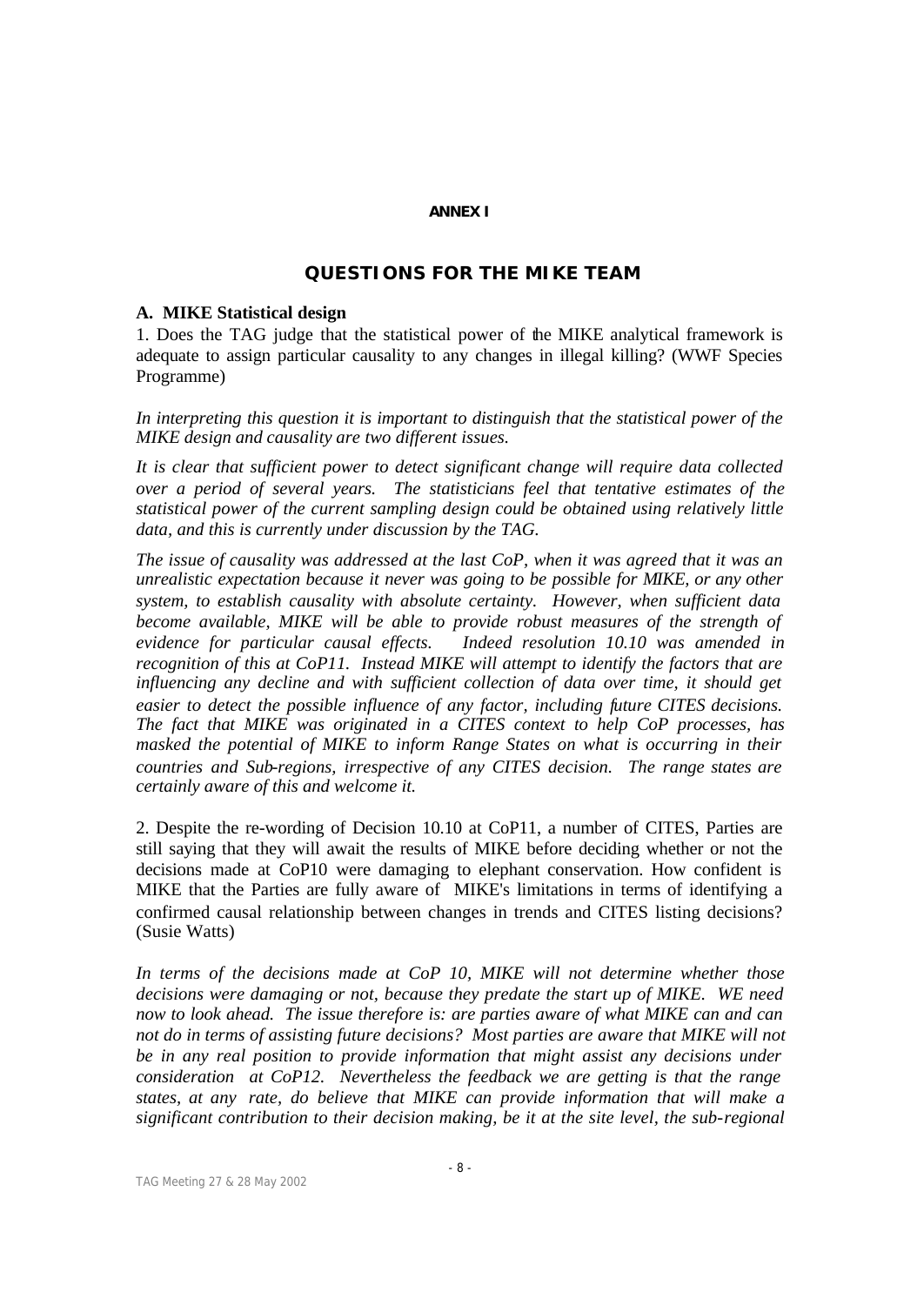**ANNEX I**

## QUESTIONS FOR THE MIKE TEAM

### A. MIKE Statistical design

1. Does the TAG judge that the statistical power of the MIKE analytical framework is adequate to assign particular causality to any changes in illegal killing? (WWF Species Programme)

*In interpreting this question it is important to distinguish that the statistical power of the MIKE design and causality are two different issues.*

*It is clear that sufficient power to detect significant change will require data collected over a period of several years. The statisticians feel that tentative estimates of the statistical power of the current sampling design could be obtained using relatively little data, and this is currently under discussion by the TAG.*

*The issue of causality was addressed at the last CoP, when it was agreed that it was an unrealistic expectation because it never was going to be possible for MIKE, or any other system, to establish causality with absolute certainty. However, when sufficient data become available, MIKE will be able to provide robust measures of the strength of evidence for particular causal effects. Indeed resolution 10.10 was amended in recognition of this at CoP11. Instead MIKE will attempt to identify the factors that are influencing any decline and with sufficient collection of data over time, it should get easier to detect the possible influence of any factor, including future CITES decisions. The fact that MIKE was originated in a CITES context to help CoP processes, has masked the potential of MIKE to inform Range States on what is occurring in their countries and Sub-regions, irrespective of any CITES decision. The range states are certainly aware of this and welcome it.*

2. Despite the re-wording of Decision 10.10 at CoP11, a number of CITES, Parties are still saying that they will await the results of MIKE before deciding whether or not the decisions made at CoP10 were damaging to elephant conservation. How confident is MIKE that the Parties are fully aware of MIKE's limitations in terms of identifying a confirmed causal relationship between changes in trends and CITES listing decisions? (Susie Watts)

*In terms of the decisions made at CoP 10, MIKE will not determine whether those decisions were damaging or not, because they predate the start up of MIKE. WE need now to look ahead. The issue therefore is: are parties aware of what MIKE can and can not do in terms of assisting future decisions? Most parties are aware that MIKE will not be in any real position to provide information that might assist any decisions under consideration at CoP12. Nevertheless the feedback we are getting is that the range states, at any rate, do believe that MIKE can provide information that will make a significant contribution to their decision making, be it at the site level, the sub-regional*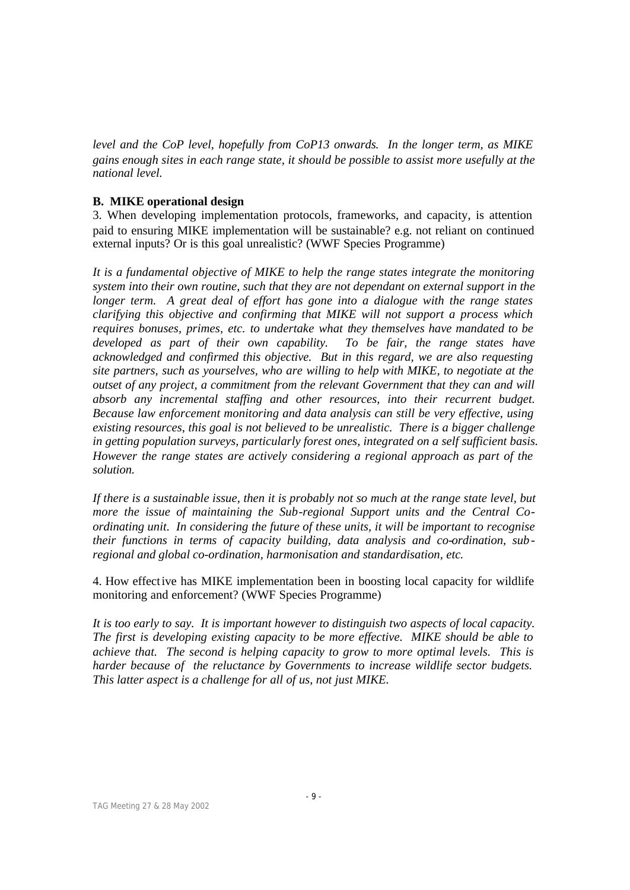*level and the CoP level, hopefully from CoP13 onwards. In the longer term, as MIKE gains enough sites in each range state, it should be possible to assist more usefully at the national level.*

**B. MIKE operational design**

3. When developing implementation protocols, frameworks, and capacity, is attention paid to ensuring MIKE implementation will be sustainable? e.g. not reliant on continued external inputs? Or is this goal unrealistic? (WWF Species Programme)

*It is a fundamental objective of MIKE to help the range states integrate the monitoring system into their own routine, such that they are not dependant on external support in the longer term. A great deal of effort has gone into a dialogue with the range states clarifying this objective and confirming that MIKE will not support a process which requires bonuses, primes, etc. to undertake what they themselves have mandated to be developed as part of their own capability. To be fair, the range states have acknowledged and confirmed this objective. But in this regard, we are also requesting site partners, such as yourselves, who are willing to help with MIKE, to negotiate at the outset of any project, a commitment from the relevant Government that they can and will absorb any incremental staffing and other resources, into their recurrent budget. Because law enforcement monitoring and data analysis can still be very effective, using existing resources, this goal is not believed to be unrealistic. There is a bigger challenge in getting population surveys, particularly forest ones, integrated on a self sufficient basis. However the range states are actively considering a regional approach as part of the solution.*

*If there is a sustainable issue, then it is probably not so much at the range state level, but more the issue of maintaining the Sub-regional Support units and the Central Co-ordinating unit. In considering the future of these units, it will be important to recognise their functions in terms of capacity building, data analysis and co-ordination, sub-regional and global co-ordination, harmonisation and standardisation, etc.*

4. How effective has MIKE implementation been in boosting local capacity for wildlife monitoring and enforcement? (WWF Species Programme)

*It is too early to say. It is important however to distinguish two aspects of local capacity. The first is developing existing capacity to be more effective. MIKE should be able to achieve that. The second is helping capacity to grow to more optimal levels. This is harder because of the reluctance by Governments to increase wildlife sector budgets. This latter aspect is a challenge for all of us, not just MIKE.*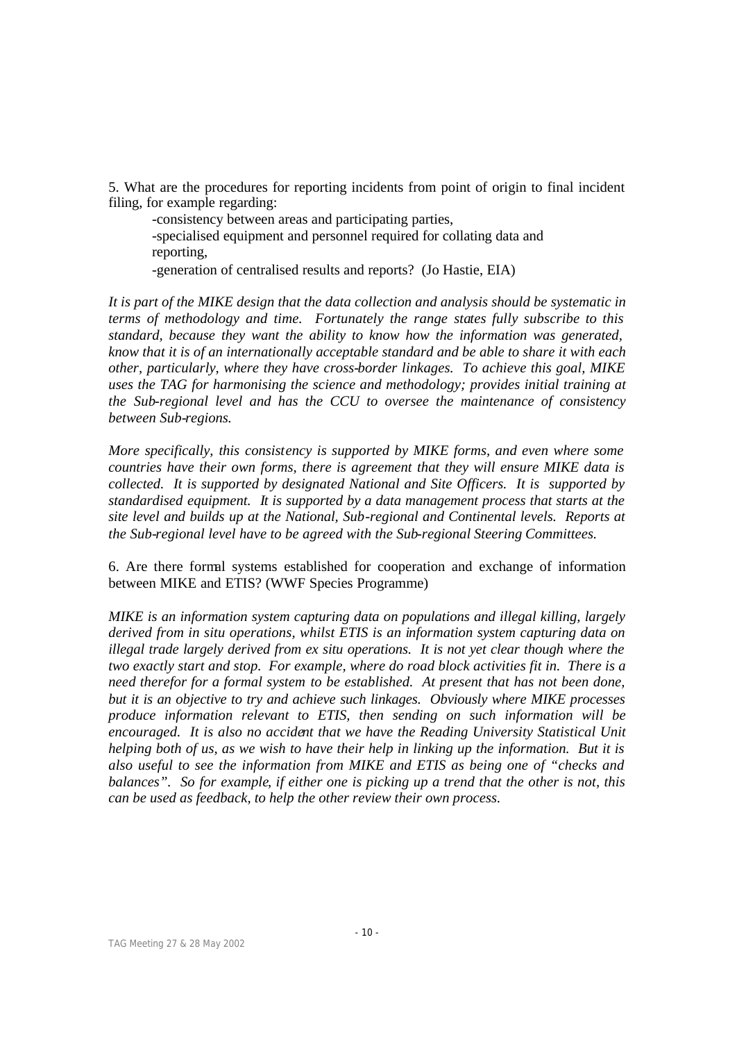5. What are the procedures for reporting incidents from point of origin to final incident filing, for example regarding:

-consistency between areas and participating parties,
-specialised equipment and personnel required for collating data and reporting,
-generation of centralised results and reports? (Jo Hastie, EIA)

*It is part of the MIKE design that the data collection and analysis should be systematic in terms of methodology and time. Fortunately the range states fully subscribe to this standard, because they want the ability to know how the information was generated, know that it is of an internationally acceptable standard and be able to share it with each other, particularly, where they have cross-border linkages. To achieve this goal, MIKE uses the TAG for harmonising the science and methodology; provides initial training at the Sub-regional level and has the CCU to oversee the maintenance of consistency between Sub-regions.*

*More specifically, this consistency is supported by MIKE forms, and even where some countries have their own forms, there is agreement that they will ensure MIKE data is collected. It is supported by designated National and Site Officers. It is supported by standardised equipment. It is supported by a data management process that starts at the site level and builds up at the National, Sub-regional and Continental levels. Reports at the Sub-regional level have to be agreed with the Sub-regional Steering Committees.*

6. Are there formal systems established for cooperation and exchange of information between MIKE and ETIS? (WWF Species Programme)

*MIKE is an information system capturing data on populations and illegal killing, largely derived from in situ operations, whilst ETIS is an information system capturing data on illegal trade largely derived from ex situ operations. It is not yet clear though where the two exactly start and stop. For example, where do road block activities fit in. There is a need therefor for a formal system to be established. At present that has not been done, but it is an objective to try and achieve such linkages. Obviously where MIKE processes produce information relevant to ETIS, then sending on such information will be encouraged. It is also no accident that we have the Reading University Statistical Unit helping both of us, as we wish to have their help in linking up the information. But it is also useful to see the information from MIKE and ETIS as being one of "checks and balances". So for example, if either one is picking up a trend that the other is not, this can be used as feedback, to help the other review their own process.*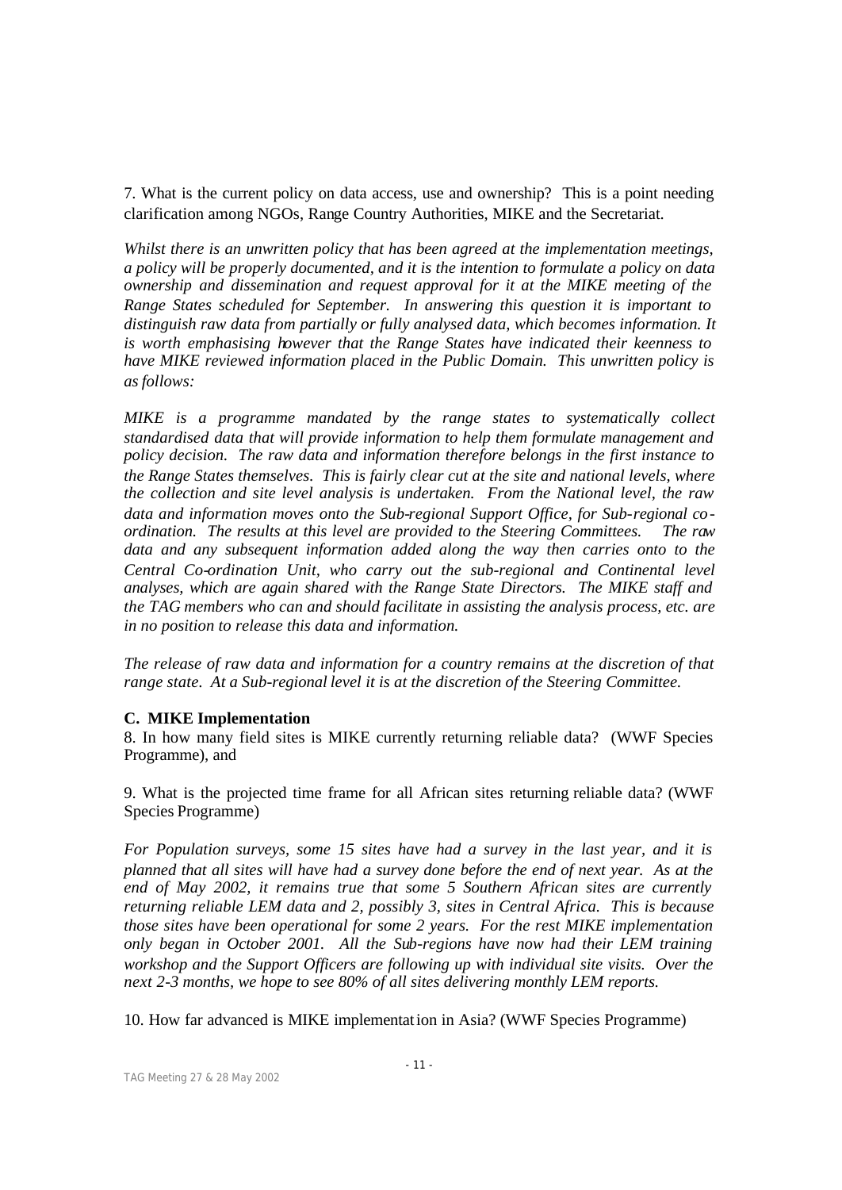7. What is the current policy on data access, use and ownership? This is a point needing clarification among NGOs, Range Country Authorities, MIKE and the Secretariat.

*Whilst there is an unwritten policy that has been agreed at the implementation meetings, a policy will be properly documented, and it is the intention to formulate a policy on data ownership and dissemination and request approval for it at the MIKE meeting of the Range States scheduled for September. In answering this question it is important to distinguish raw data from partially or fully analysed data, which becomes information. It is worth emphasising however that the Range States have indicated their keenness to have MIKE reviewed information placed in the Public Domain. This unwritten policy is as follows:*

*MIKE is a programme mandated by the range states to systematically collect standardised data that will provide information to help them formulate management and policy decision. The raw data and information therefore belongs in the first instance to the Range States themselves. This is fairly clear cut at the site and national levels, where the collection and site level analysis is undertaken. From the National level, the raw data and information moves onto the Sub-regional Support Office, for Sub-regional co-ordination. The results at this level are provided to the Steering Committees. The raw data and any subsequent information added along the way then carries onto to the Central Co-ordination Unit, who carry out the sub-regional and Continental level analyses, which are again shared with the Range State Directors. The MIKE staff and the TAG members who can and should facilitate in assisting the analysis process, etc. are in no position to release this data and information.*

*The release of raw data and information for a country remains at the discretion of that range state. At a Sub-regional level it is at the discretion of the Steering Committee.*

**C. MIKE Implementation**

8. In how many field sites is MIKE currently returning reliable data? (WWF Species Programme), and

9. What is the projected time frame for all African sites returning reliable data? (WWF Species Programme)

*For Population surveys, some 15 sites have had a survey in the last year, and it is planned that all sites will have had a survey done before the end of next year. As at the end of May 2002, it remains true that some 5 Southern African sites are currently returning reliable LEM data and 2, possibly 3, sites in Central Africa. This is because those sites have been operational for some 2 years. For the rest MIKE implementation only began in October 2001. All the Sub-regions have now had their LEM training workshop and the Support Officers are following up with individual site visits. Over the next 2-3 months, we hope to see 80% of all sites delivering monthly LEM reports.*

10. How far advanced is MIKE implementation in Asia? (WWF Species Programme)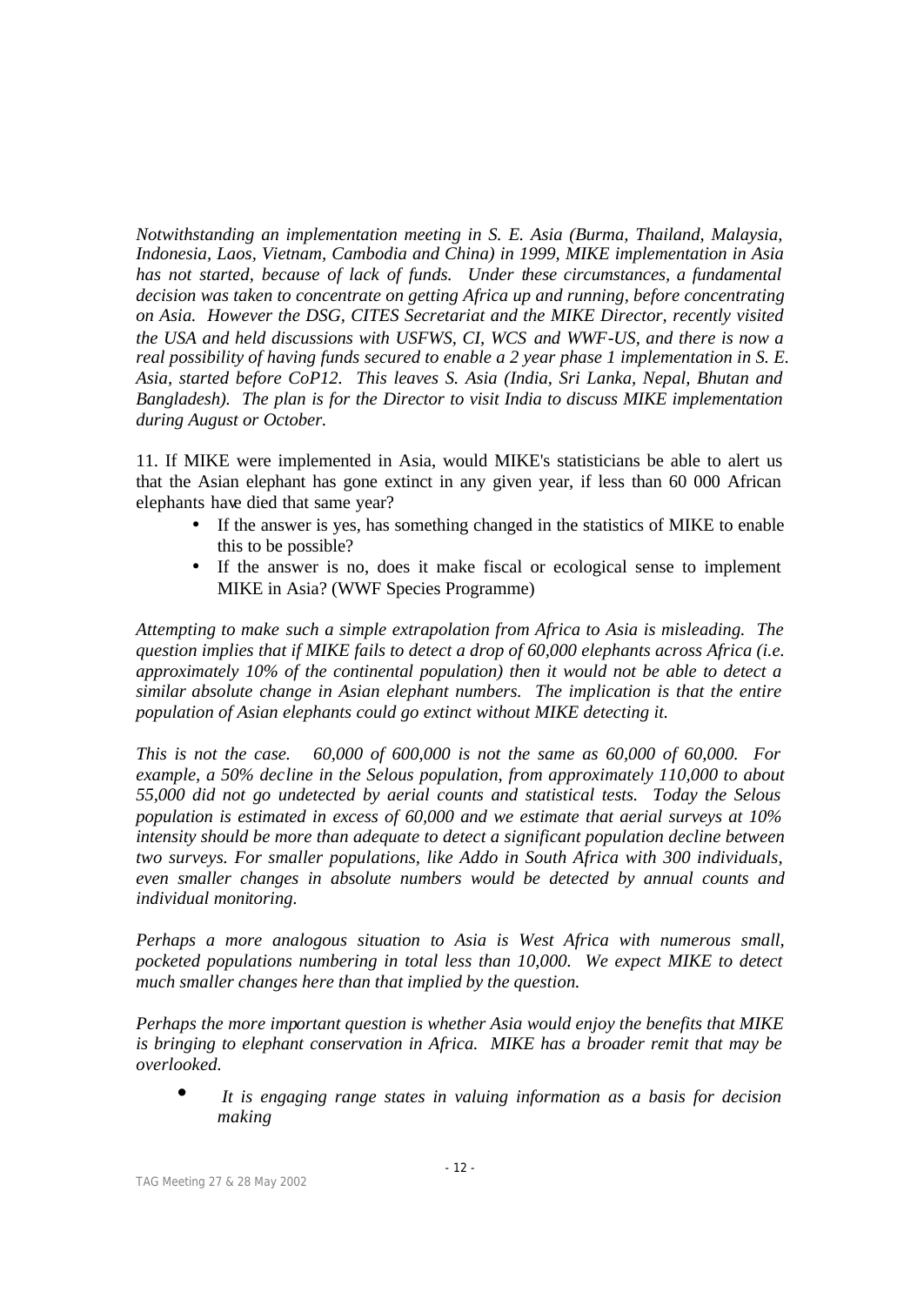*Notwithstanding an implementation meeting in S. E. Asia (Burma, Thailand, Malaysia, Indonesia, Laos, Vietnam, Cambodia and China) in 1999, MIKE implementation in Asia has not started, because of lack of funds. Under these circumstances, a fundamental decision was taken to concentrate on getting Africa up and running, before concentrating on Asia. However the DSG, CITES Secretariat and the MIKE Director, recently visited the USA and held discussions with USFWS, CI, WCS and WWF-US, and there is now a real possibility of having funds secured to enable a 2 year phase 1 implementation in S. E. Asia, started before CoP12. This leaves S. Asia (India, Sri Lanka, Nepal, Bhutan and Bangladesh). The plan is for the Director to visit India to discuss MIKE implementation during August or October.*

11. If MIKE were implemented in Asia, would MIKE's statisticians be able to alert us that the Asian elephant has gone extinct in any given year, if less than 60 000 African elephants have died that same year?

- If the answer is yes, has something changed in the statistics of MIKE to enable this to be possible?
- If the answer is no, does it make fiscal or ecological sense to implement MIKE in Asia? (WWF Species Programme)

*Attempting to make such a simple extrapolation from Africa to Asia is misleading. The question implies that if MIKE fails to detect a drop of 60,000 elephants across Africa (i.e. approximately 10% of the continental population) then it would not be able to detect a similar absolute change in Asian elephant numbers. The implication is that the entire population of Asian elephants could go extinct without MIKE detecting it.*

*This is not the case. 60,000 of 600,000 is not the same as 60,000 of 60,000. For example, a 50% decline in the Selous population, from approximately 110,000 to about 55,000 did not go undetected by aerial counts and statistical tests. Today the Selous population is estimated in excess of 60,000 and we estimate that aerial surveys at 10% intensity should be more than adequate to detect a significant population decline between two surveys. For smaller populations, like Addo in South Africa with 300 individuals, even smaller changes in absolute numbers would be detected by annual counts and individual monitoring.*

*Perhaps a more analogous situation to Asia is West Africa with numerous small, pocketed populations numbering in total less than 10,000. We expect MIKE to detect much smaller changes here than that implied by the question.*

*Perhaps the more important question is whether Asia would enjoy the benefits that MIKE is bringing to elephant conservation in Africa. MIKE has a broader remit that may be overlooked.*

- *It is engaging range states in valuing information as a basis for decision making*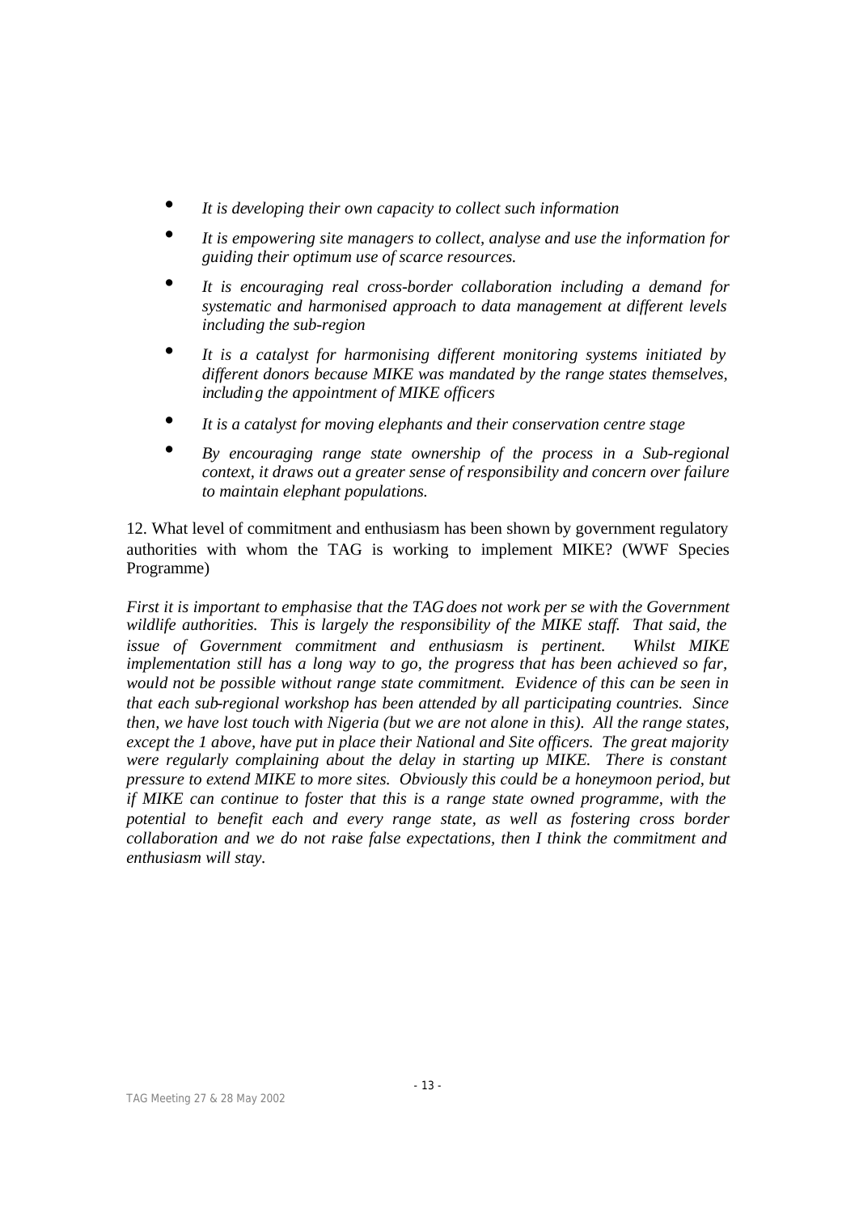- *It is developing their own capacity to collect such information*
- *It is empowering site managers to collect, analyse and use the information for guiding their optimum use of scarce resources.*
- *It is encouraging real cross-border collaboration including a demand for systematic and harmonised approach to data management at different levels including the sub-region*
- *It is a catalyst for harmonising different monitoring systems initiated by different donors because MIKE was mandated by the range states themselves, including the appointment of MIKE officers*
- *It is a catalyst for moving elephants and their conservation centre stage*
- *By encouraging range state ownership of the process in a Sub-regional context, it draws out a greater sense of responsibility and concern over failure to maintain elephant populations.*

12. What level of commitment and enthusiasm has been shown by government regulatory authorities with whom the TAG is working to implement MIKE? (WWF Species Programme)

*First it is important to emphasise that the TAG does not work per se with the Government wildlife authorities. This is largely the responsibility of the MIKE staff. That said, the issue of Government commitment and enthusiasm is pertinent. Whilst MIKE implementation still has a long way to go, the progress that has been achieved so far, would not be possible without range state commitment. Evidence of this can be seen in that each sub-regional workshop has been attended by all participating countries. Since then, we have lost touch with Nigeria (but we are not alone in this). All the range states, except the 1 above, have put in place their National and Site officers. The great majority were regularly complaining about the delay in starting up MIKE. There is constant pressure to extend MIKE to more sites. Obviously this could be a honeymoon period, but if MIKE can continue to foster that this is a range state owned programme, with the potential to benefit each and every range state, as well as fostering cross border collaboration and we do not raise false expectations, then I think the commitment and enthusiasm will stay.*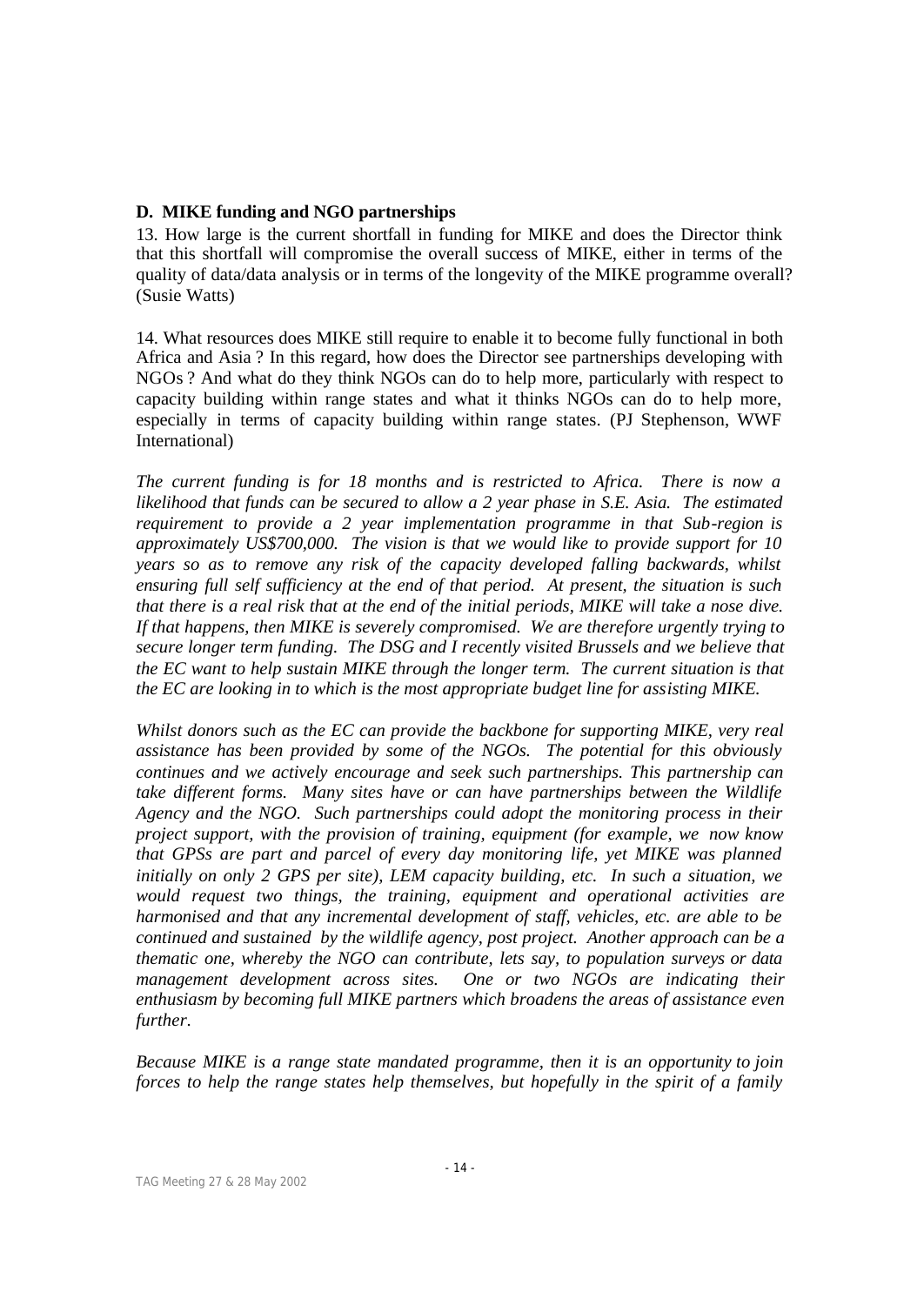**D. MIKE funding and NGO partnerships**

13. How large is the current shortfall in funding for MIKE and does the Director think that this shortfall will compromise the overall success of MIKE, either in terms of the quality of data/data analysis or in terms of the longevity of the MIKE programme overall? (Susie Watts)

14. What resources does MIKE still require to enable it to become fully functional in both Africa and Asia ? In this regard, how does the Director see partnerships developing with NGOs ? And what do they think NGOs can do to help more, particularly with respect to capacity building within range states and what it thinks NGOs can do to help more, especially in terms of capacity building within range states. (PJ Stephenson, WWF International)

*The current funding is for 18 months and is restricted to Africa. There is now a likelihood that funds can be secured to allow a 2 year phase in S.E. Asia. The estimated requirement to provide a 2 year implementation programme in that Sub-region is approximately US$700,000. The vision is that we would like to provide support for 10 years so as to remove any risk of the capacity developed falling backwards, whilst ensuring full self sufficiency at the end of that period. At present, the situation is such that there is a real risk that at the end of the initial periods, MIKE will take a nose dive. If that happens, then MIKE is severely compromised. We are therefore urgently trying to secure longer term funding. The DSG and I recently visited Brussels and we believe that the EC want to help sustain MIKE through the longer term. The current situation is that the EC are looking in to which is the most appropriate budget line for assisting MIKE.*

*Whilst donors such as the EC can provide the backbone for supporting MIKE, very real assistance has been provided by some of the NGOs. The potential for this obviously continues and we actively encourage and seek such partnerships. This partnership can take different forms. Many sites have or can have partnerships between the Wildlife Agency and the NGO. Such partnerships could adopt the monitoring process in their project support, with the provision of training, equipment (for example, we now know that GPSs are part and parcel of every day monitoring life, yet MIKE was planned initially on only 2 GPS per site), LEM capacity building, etc. In such a situation, we would request two things, the training, equipment and operational activities are harmonised and that any incremental development of staff, vehicles, etc. are able to be continued and sustained by the wildlife agency, post project. Another approach can be a thematic one, whereby the NGO can contribute, lets say, to population surveys or data management development across sites. One or two NGOs are indicating their enthusiasm by becoming full MIKE partners which broadens the areas of assistance even further.*

*Because MIKE is a range state mandated programme, then it is an opportunity to join forces to help the range states help themselves, but hopefully in the spirit of a family*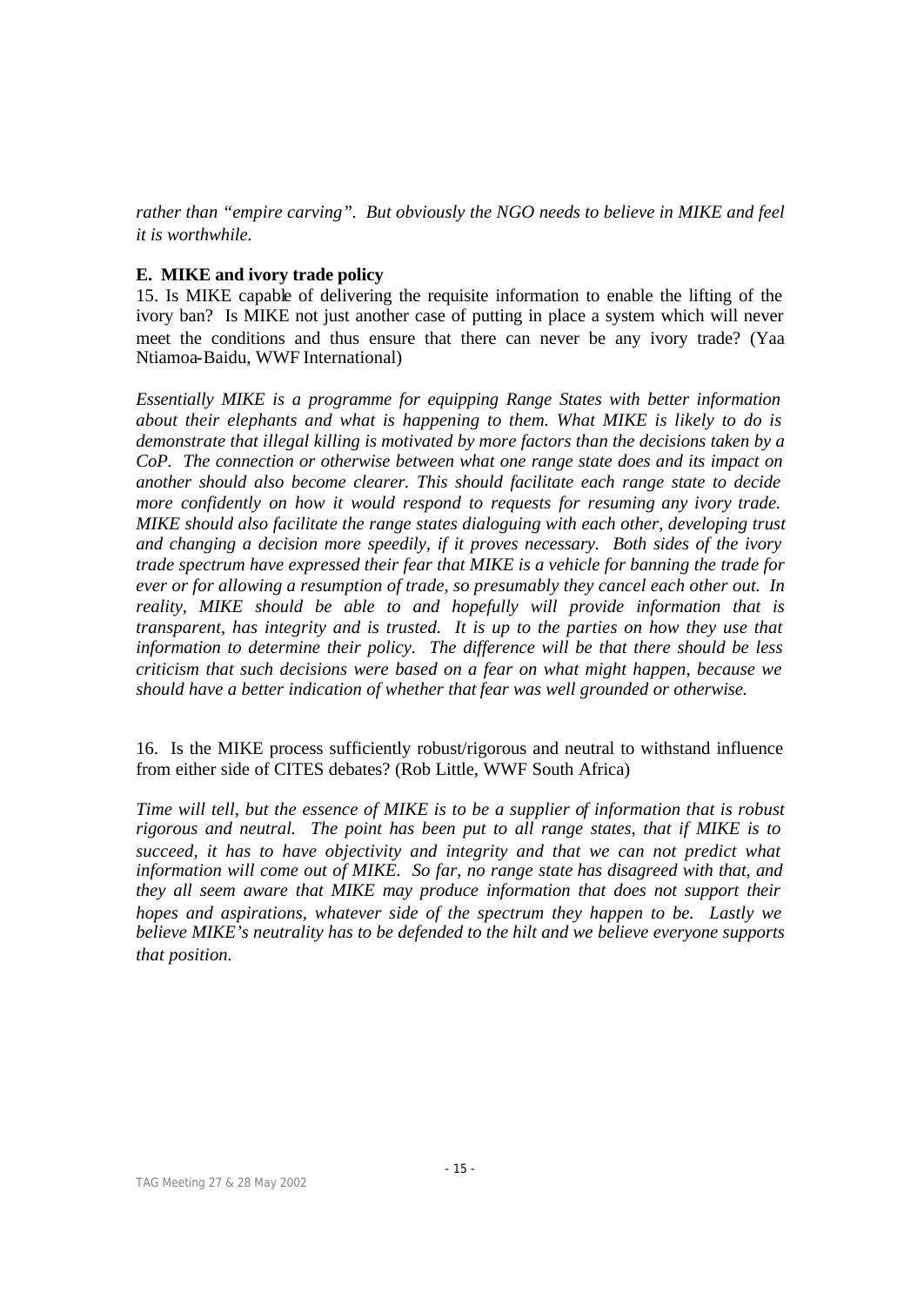*rather than "empire carving". But obviously the NGO needs to believe in MIKE and feel it is worthwhile.*

**E. MIKE and ivory trade policy**

15. Is MIKE capable of delivering the requisite information to enable the lifting of the ivory ban? Is MIKE not just another case of putting in place a system which will never meet the conditions and thus ensure that there can never be any ivory trade? (Yaa Ntiamoa-Baidu, WWF International)

*Essentially MIKE is a programme for equipping Range States with better information about their elephants and what is happening to them. What MIKE is likely to do is demonstrate that illegal killing is motivated by more factors than the decisions taken by a CoP. The connection or otherwise between what one range state does and its impact on another should also become clearer. This should facilitate each range state to decide more confidently on how it would respond to requests for resuming any ivory trade. MIKE should also facilitate the range states dialoguing with each other, developing trust and changing a decision more speedily, if it proves necessary. Both sides of the ivory trade spectrum have expressed their fear that MIKE is a vehicle for banning the trade for ever or for allowing a resumption of trade, so presumably they cancel each other out. In reality, MIKE should be able to and hopefully will provide information that is transparent, has integrity and is trusted. It is up to the parties on how they use that information to determine their policy. The difference will be that there should be less criticism that such decisions were based on a fear on what might happen, because we should have a better indication of whether that fear was well grounded or otherwise.*

16. Is the MIKE process sufficiently robust/rigorous and neutral to withstand influence from either side of CITES debates? (Rob Little, WWF South Africa)

*Time will tell, but the essence of MIKE is to be a supplier of information that is robust rigorous and neutral. The point has been put to all range states, that if MIKE is to succeed, it has to have objectivity and integrity and that we can not predict what information will come out of MIKE. So far, no range state has disagreed with that, and they all seem aware that MIKE may produce information that does not support their hopes and aspirations, whatever side of the spectrum they happen to be. Lastly we believe MIKE's neutrality has to be defended to the hilt and we believe everyone supports that position.*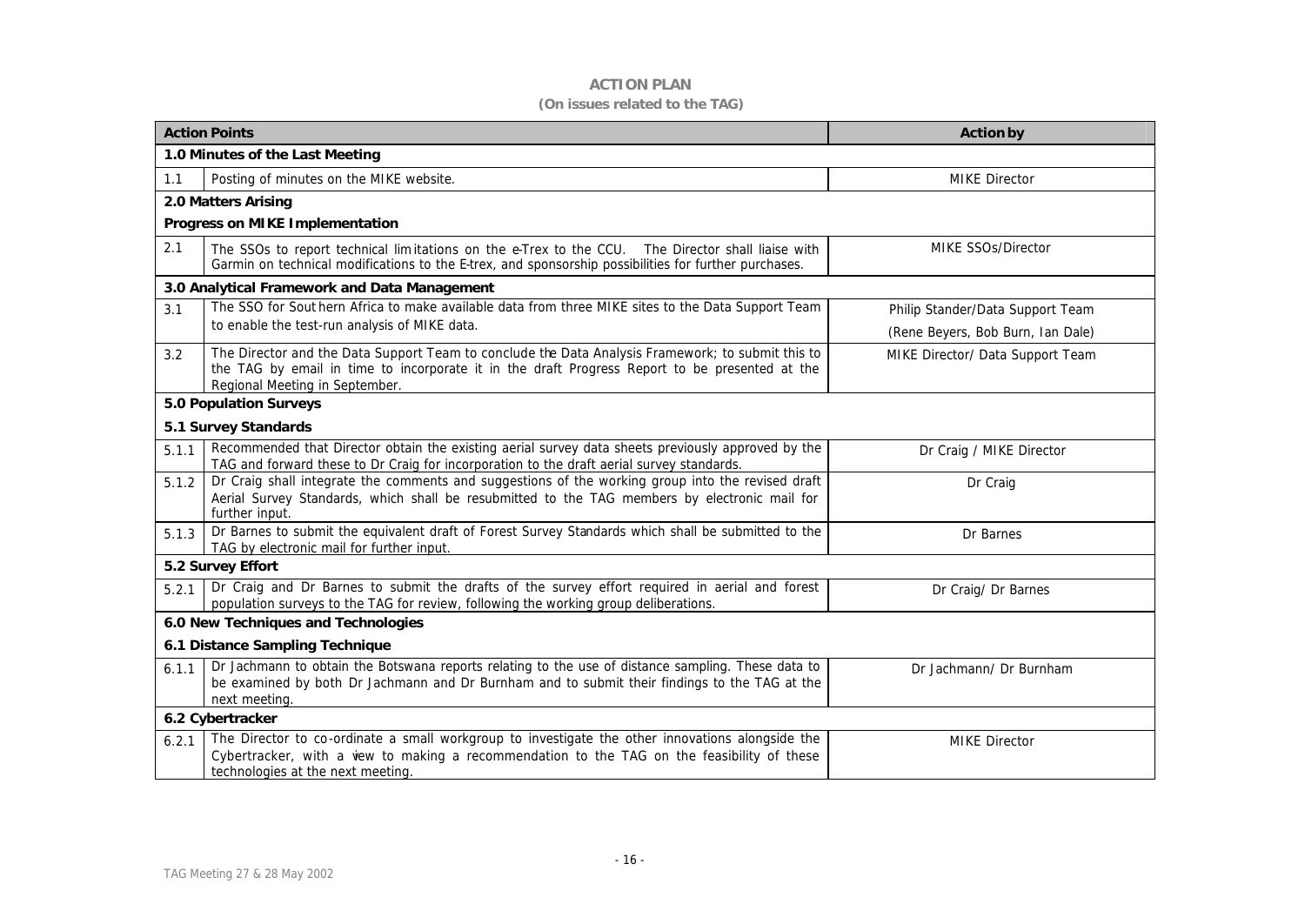**ACTION PLAN**

**(On issues related to the TAG)**

| Action Points | | Action by |
|---|---|---|
| **1.0 Minutes of the Last Meeting** | | |
| 1.1 | Posting of minutes on the MIKE website. | MIKE Director |
| **2.0 Matters Arising** | | |
| **Progress on MIKE Implementation** | | |
| 2.1 | The SSOs to report technical limitations on the e-Trex to the CCU. The Director shall liaise with Garmin on technical modifications to the E-trex, and sponsorship possibilities for further purchases. | MIKE SSOs/Director |
| **3.0 Analytical Framework and Data Management** | | |
| 3.1 | The SSO for Southern Africa to make available data from three MIKE sites to the Data Support Team to enable the test-run analysis of MIKE data. | Philip Stander/Data Support Team (Rene Beyers, Bob Burn, Ian Dale) |
| 3.2 | The Director and the Data Support Team to conclude the Data Analysis Framework; to submit this to the TAG by email in time to incorporate it in the draft Progress Report to be presented at the Regional Meeting in September. | MIKE Director/ Data Support Team |
| **5.0 Population Surveys** | | |
| **5.1 Survey Standards** | | |
| 5.1.1 | Recommended that Director obtain the existing aerial survey data sheets previously approved by the TAG and forward these to Dr Craig for incorporation to the draft aerial survey standards. | Dr Craig / MIKE Director |
| 5.1.2 | Dr Craig shall integrate the comments and suggestions of the working group into the revised draft Aerial Survey Standards, which shall be resubmitted to the TAG members by electronic mail for further input. | Dr Craig |
| 5.1.3 | Dr Barnes to submit the equivalent draft of Forest Survey Standards which shall be submitted to the TAG by electronic mail for further input. | Dr Barnes |
| **5.2 Survey Effort** | | |
| 5.2.1 | Dr Craig and Dr Barnes to submit the drafts of the survey effort required in aerial and forest population surveys to the TAG for review, following the working group deliberations. | Dr Craig/ Dr Barnes |
| **6.0 New Techniques and Technologies** | | |
| **6.1 Distance Sampling Technique** | | |
| 6.1.1 | Dr Jachmann to obtain the Botswana reports relating to the use of distance sampling. These data to be examined by both Dr Jachmann and Dr Burnham and to submit their findings to the TAG at the next meeting. | Dr Jachmann/ Dr Burnham |
| **6.2 Cybertracker** | | |
| 6.2.1 | The Director to co-ordinate a small workgroup to investigate the other innovations alongside the Cybertracker, with a view to making a recommendation to the TAG on the feasibility of these technologies at the next meeting. | MIKE Director |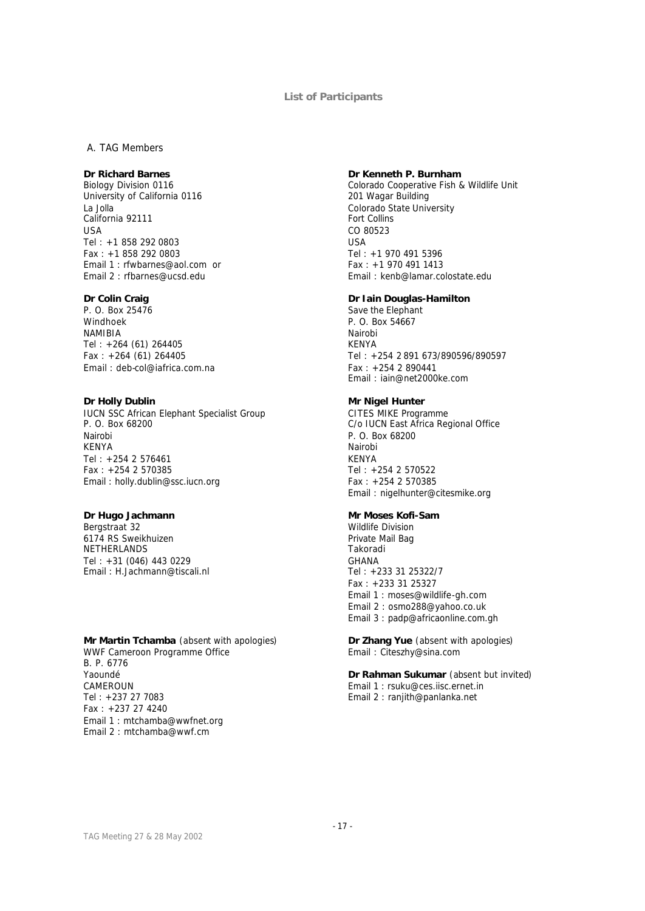## List of Participants

A. TAG Members

**Dr Richard Barnes**
Biology Division 0116
University of California 0116
La Jolla
California 92111
USA
Tel : +1 858 292 0803
Fax : +1 858 292 0803
Email 1 : rfwbarnes@aol.com or
Email 2 : rfbarnes@ucsd.edu

**Dr Colin Craig**
P. O. Box 25476
Windhoek
NAMIBIA
Tel : +264 (61) 264405
Fax : +264 (61) 264405
Email : deb-col@iafrica.com.na

**Dr Holly Dublin**
IUCN SSC African Elephant Specialist Group
P. O. Box 68200
Nairobi
KENYA
Tel : +254 2 576461
Fax : +254 2 570385
Email : holly.dublin@ssc.iucn.org

**Dr Hugo Jachmann**
Bergstraat 32
6174 RS Sweikhuizen
NETHERLANDS
Tel : +31 (046) 443 0229
Email : H.Jachmann@tiscali.nl

**Mr Martin Tchamba** (absent with apologies)
WWF Cameroon Programme Office
B. P. 6776
Yaoundé
CAMEROUN
Tel : +237 27 7083
Fax : +237 27 4240
Email 1 : mtchamba@wwfnet.org
Email 2 : mtchamba@wwf.cm

**Dr Kenneth P. Burnham**
Colorado Cooperative Fish & Wildlife Unit
201 Wagar Building
Colorado State University
Fort Collins
CO 80523
USA
Tel : +1 970 491 5396
Fax : +1 970 491 1413
Email : kenb@lamar.colostate.edu

**Dr Iain Douglas-Hamilton**
Save the Elephant
P. O. Box 54667
Nairobi
KENYA
Tel : +254 2 891 673/890596/890597
Fax : +254 2 890441
Email : iain@net2000ke.com

**Mr Nigel Hunter**
CITES MIKE Programme
C/o IUCN East Africa Regional Office
P. O. Box 68200
Nairobi
KENYA
Tel : +254 2 570522
Fax : +254 2 570385
Email : nigelhunter@citesmike.org

**Mr Moses Kofi-Sam**
Wildlife Division
Private Mail Bag
Takoradi
GHANA
Tel : +233 31 25322/7
Fax : +233 31 25327
Email 1 : moses@wildlife-gh.com
Email 2 : osmo288@yahoo.co.uk
Email 3 : padp@africaonline.com.gh

**Dr Zhang Yue** (absent with apologies)
Email : Citeszhy@sina.com

**Dr Rahman Sukumar** (absent but invited)
Email 1 : rsuku@ces.iisc.ernet.in
Email 2 : ranjith@panlanka.net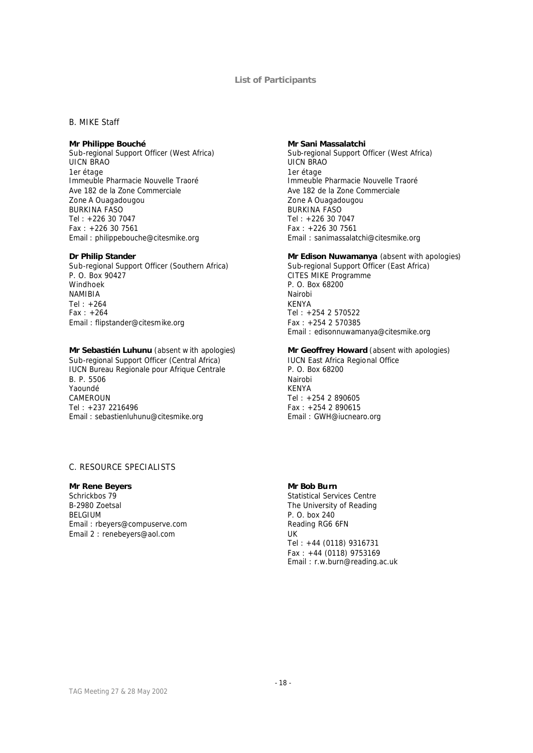**List of Participants**

B. MIKE Staff

**Mr Philippe Bouché**
Sub-regional Support Officer (West Africa)
UICN BRAO
1er étage
Immeuble Pharmacie Nouvelle Traoré
Ave 182 de la Zone Commerciale
Zone A Ouagadougou
BURKINA FASO
Tel : +226 30 7047
Fax : +226 30 7561
Email : philippebouche@citesmike.org

**Mr Sani Massalatchi**
Sub-regional Support Officer (West Africa)
UICN BRAO
1er étage
Immeuble Pharmacie Nouvelle Traoré
Ave 182 de la Zone Commerciale
Zone A Ouagadougou
BURKINA FASO
Tel : +226 30 7047
Fax : +226 30 7561
Email : sanimassalatchi@citesmike.org

**Dr Philip Stander**
Sub-regional Support Officer (Southern Africa)
P. O. Box 90427
Windhoek
NAMIBIA
Tel : +264
Fax : +264
Email : flipstander@citesmike.org

**Mr Edison Nuwamanya** (absent with apologies)
Sub-regional Support Officer (East Africa)
CITES MIKE Programme
P. O. Box 68200
Nairobi
KENYA
Tel : +254 2 570522
Fax : +254 2 570385
Email : edisonnuwamanya@citesmike.org

**Mr Sebastién Luhunu** (absent with apologies)
Sub-regional Support Officer (Central Africa)
IUCN Bureau Regionale pour Afrique Centrale
B. P. 5506
Yaoundé
CAMEROUN
Tel : +237 2216496
Email : sebastienluhunu@citesmike.org

**Mr Geoffrey Howard** (absent with apologies)
IUCN East Africa Regional Office
P. O. Box 68200
Nairobi
KENYA
Tel : +254 2 890605
Fax : +254 2 890615
Email : GWH@iucnearo.org

C. RESOURCE SPECIALISTS

**Mr Rene Beyers**
Schrickbos 79
B-2980 Zoetsal
BELGIUM
Email : rbeyers@compuserve.com
Email 2 : renebeyers@aol.com

**Mr Bob Burn**
Statistical Services Centre
The University of Reading
P. O. box 240
Reading RG6 6FN
UK
Tel : +44 (0118) 9316731
Fax : +44 (0118) 9753169
Email : r.w.burn@reading.ac.uk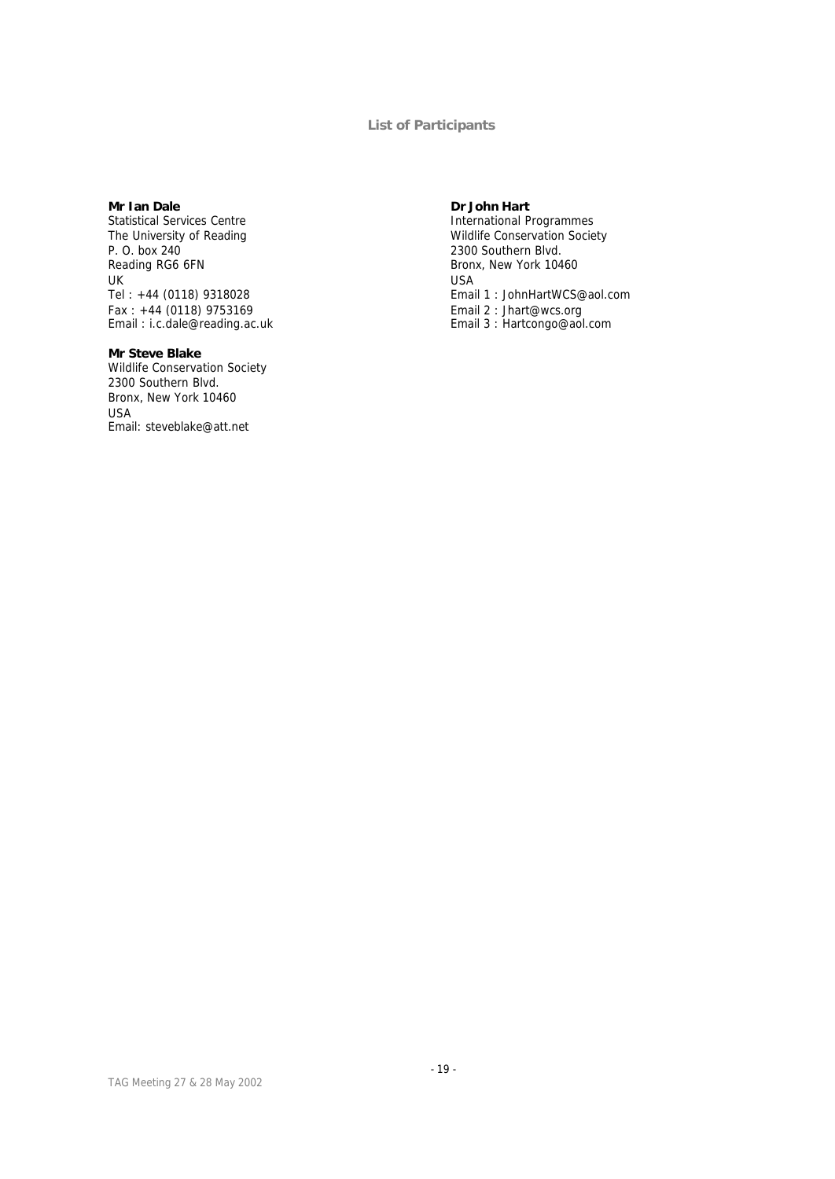## List of Participants

**Mr Ian Dale**
Statistical Services Centre
The University of Reading
P. O. box 240
Reading RG6 6FN
UK
Tel : +44 (0118) 9318028
Fax : +44 (0118) 9753169
Email : i.c.dale@reading.ac.uk

**Mr Steve Blake**
Wildlife Conservation Society
2300 Southern Blvd.
Bronx, New York 10460
USA
Email: steveblake@att.net

**Dr John Hart**
International Programmes
Wildlife Conservation Society
2300 Southern Blvd.
Bronx, New York 10460
USA
Email 1 : JohnHartWCS@aol.com
Email 2 : Jhart@wcs.org
Email 3 : Hartcongo@aol.com